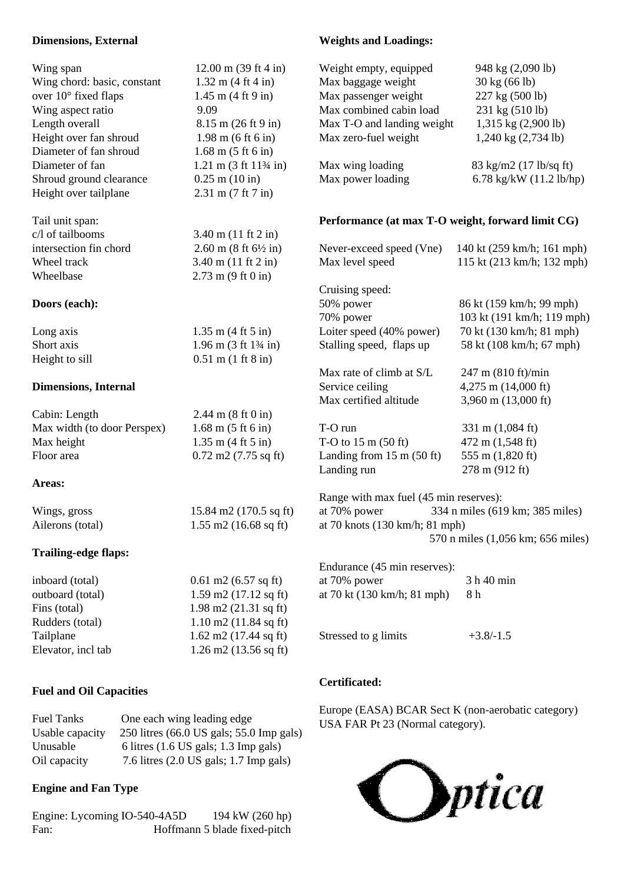## Dimensions, External

| | |
|---|---|
| Wing span | 12.00 m (39 ft 4 in) |
| Wing chord: basic, constant | 1.32 m (4 ft 4 in) |
| over 10° fixed flaps | 1.45 m (4 ft 9 in) |
| Wing aspect ratio | 9.09 |
| Length overall | 8.15 m (26 ft 9 in) |
| Height over fan shroud | 1.98 m (6 ft 6 in) |
| Diameter of fan shroud | 1.68 m (5 ft 6 in) |
| Diameter of fan | 1.21 m (3 ft 11¾ in) |
| Shroud ground clearance | 0.25 m (10 in) |
| Height over tailplane | 2.31 m (7 ft 7 in) |
| Tail unit span: | |
| c/l of tailbooms | 3.40 m (11 ft 2 in) |
| intersection fin chord | 2.60 m (8 ft 6½ in) |
| Wheel track | 3.40 m (11 ft 2 in) |
| Wheelbase | 2.73 m (9 ft 0 in) |

## Doors (each):

| | |
|---|---|
| Long axis | 1.35 m (4 ft 5 in) |
| Short axis | 1.96 m (3 ft 1¾ in) |
| Height to sill | 0.51 m (1 ft 8 in) |

## Dimensions, Internal

| | |
|---|---|
| Cabin: Length | 2.44 m (8 ft 0 in) |
| Max width (to door Perspex) | 1.68 m (5 ft 6 in) |
| Max height | 1.35 m (4 ft 5 in) |
| Floor area | 0.72 m2 (7.75 sq ft) |

## Areas:

| | |
|---|---|
| Wings, gross | 15.84 m2 (170.5 sq ft) |
| Ailerons (total) | 1.55 m2 (16.68 sq ft) |

## Trailing-edge flaps:

| | |
|---|---|
| inboard (total) | 0.61 m2 (6.57 sq ft) |
| outboard (total) | 1.59 m2 (17.12 sq ft) |
| Fins (total) | 1.98 m2 (21.31 sq ft) |
| Rudders (total) | 1.10 m2 (11.84 sq ft) |
| Tailplane | 1.62 m2 (17.44 sq ft) |
| Elevator, incl tab | 1.26 m2 (13.56 sq ft) |

## Fuel and Oil Capacities

| | |
|---|---|
| Fuel Tanks | One each wing leading edge |
| Usable capacity | 250 litres (66.0 US gals; 55.0 Imp gals) |
| Unusable | 6 litres (1.6 US gals; 1.3 Imp gals) |
| Oil capacity | 7.6 litres (2.0 US gals; 1.7 Imp gals) |

## Engine and Fan Type

| | |
|---|---|
| Engine: Lycoming IO-540-4A5D | 194 kW (260 hp) |
| Fan: | Hoffmann 5 blade fixed-pitch |

## Weights and Loadings:

| | |
|---|---|
| Weight empty, equipped | 948 kg (2,090 lb) |
| Max baggage weight | 30 kg (66 lb) |
| Max passenger weight | 227 kg (500 lb) |
| Max combined cabin load | 231 kg (510 lb) |
| Max T-O and landing weight | 1,315 kg (2,900 lb) |
| Max zero-fuel weight | 1,240 kg (2,734 lb) |
| Max wing loading | 83 kg/m2 (17 lb/sq ft) |
| Max power loading | 6.78 kg/kW (11.2 lb/hp) |

## Performance (at max T-O weight, forward limit CG)

| | |
|---|---|
| Never-exceed speed (Vne) | 140 kt (259 km/h; 161 mph) |
| Max level speed | 115 kt (213 km/h; 132 mph) |
| Cruising speed: | |
| 50% power | 86 kt (159 km/h; 99 mph) |
| 70% power | 103 kt (191 km/h; 119 mph) |
| Loiter speed (40% power) | 70 kt (130 km/h; 81 mph) |
| Stalling speed, flaps up | 58 kt (108 km/h; 67 mph) |
| Max rate of climb at S/L | 247 m (810 ft)/min |
| Service ceiling | 4,275 m (14,000 ft) |
| Max certified altitude | 3,960 m (13,000 ft) |
| T-O run | 331 m (1,084 ft) |
| T-O to 15 m (50 ft) | 472 m (1,548 ft) |
| Landing from 15 m (50 ft) | 555 m (1,820 ft) |
| Landing run | 278 m (912 ft) |
| Range with max fuel (45 min reserves): | |
| at 70% power | 334 n miles (619 km; 385 miles) |
| at 70 knots (130 km/h; 81 mph) | 570 n miles (1,056 km; 656 miles) |
| Endurance (45 min reserves): | |
| at 70% power | 3 h 40 min |
| at 70 kt (130 km/h; 81 mph) | 8 h |
| Stressed to g limits | +3.8/-1.5 |

## Certificated:

Europe (EASA) BCAR Sect K (non-aerobatic category)
USA FAR Pt 23 (Normal category).

Optica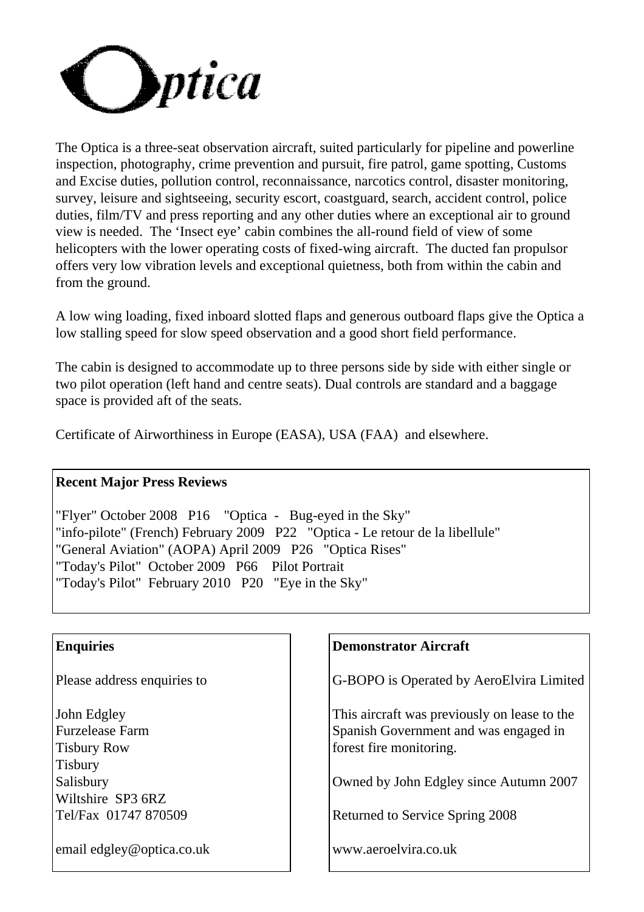# Optica

The Optica is a three-seat observation aircraft, suited particularly for pipeline and powerline inspection, photography, crime prevention and pursuit, fire patrol, game spotting, Customs and Excise duties, pollution control, reconnaissance, narcotics control, disaster monitoring, survey, leisure and sightseeing, security escort, coastguard, search, accident control, police duties, film/TV and press reporting and any other duties where an exceptional air to ground view is needed. The 'Insect eye' cabin combines the all-round field of view of some helicopters with the lower operating costs of fixed-wing aircraft. The ducted fan propulsor offers very low vibration levels and exceptional quietness, both from within the cabin and from the ground.

A low wing loading, fixed inboard slotted flaps and generous outboard flaps give the Optica a low stalling speed for slow speed observation and a good short field performance.

The cabin is designed to accommodate up to three persons side by side with either single or two pilot operation (left hand and centre seats). Dual controls are standard and a baggage space is provided aft of the seats.

Certificate of Airworthiness in Europe (EASA), USA (FAA) and elsewhere.

**Recent Major Press Reviews**

"Flyer" October 2008 P16 "Optica - Bug-eyed in the Sky"
"info-pilote" (French) February 2009 P22 "Optica - Le retour de la libellule"
"General Aviation" (AOPA) April 2009 P26 "Optica Rises"
"Today's Pilot" October 2009 P66 Pilot Portrait
"Today's Pilot" February 2010 P20 "Eye in the Sky"

**Enquiries**

Please address enquiries to

John Edgley
Furzelease Farm
Tisbury Row
Tisbury
Salisbury
Wiltshire SP3 6RZ
Tel/Fax 01747 870509

email edgley@optica.co.uk

**Demonstrator Aircraft**

G-BOPO is Operated by AeroElvira Limited

This aircraft was previously on lease to the Spanish Government and was engaged in forest fire monitoring.

Owned by John Edgley since Autumn 2007

Returned to Service Spring 2008

www.aeroelvira.co.uk